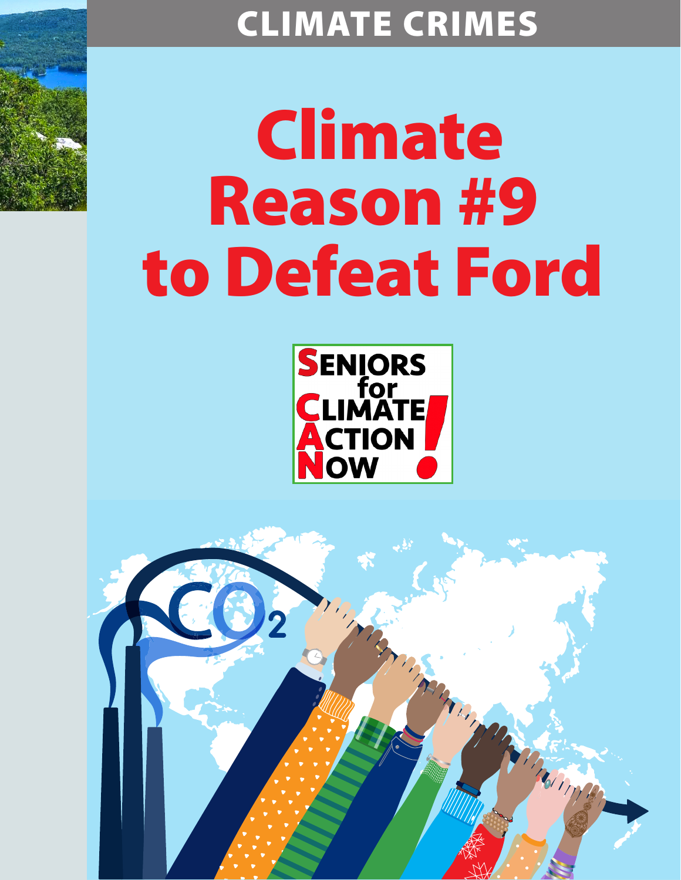CLIMATE CRIMES

# Climate Reason #9 to Defeat Ford

SENIORS for CLIMATE ACTION NOW!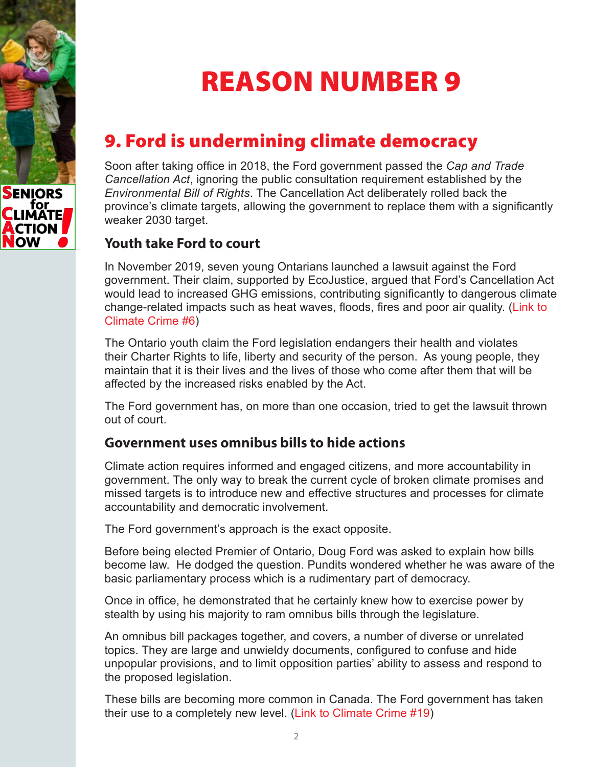# REASON NUMBER 9

## 9. Ford is undermining climate democracy

Soon after taking office in 2018, the Ford government passed the *Cap and Trade Cancellation Act*, ignoring the public consultation requirement established by the *Environmental Bill of Rights*. The Cancellation Act deliberately rolled back the province's climate targets, allowing the government to replace them with a significantly weaker 2030 target.

### Youth take Ford to court

In November 2019, seven young Ontarians launched a lawsuit against the Ford government. Their claim, supported by EcoJustice, argued that Ford's Cancellation Act would lead to increased GHG emissions, contributing significantly to dangerous climate change-related impacts such as heat waves, floods, fires and poor air quality. (Link to Climate Crime #6)

The Ontario youth claim the Ford legislation endangers their health and violates their Charter Rights to life, liberty and security of the person. As young people, they maintain that it is their lives and the lives of those who come after them that will be affected by the increased risks enabled by the Act.

The Ford government has, on more than one occasion, tried to get the lawsuit thrown out of court.

### Government uses omnibus bills to hide actions

Climate action requires informed and engaged citizens, and more accountability in government. The only way to break the current cycle of broken climate promises and missed targets is to introduce new and effective structures and processes for climate accountability and democratic involvement.

The Ford government's approach is the exact opposite.

Before being elected Premier of Ontario, Doug Ford was asked to explain how bills become law. He dodged the question. Pundits wondered whether he was aware of the basic parliamentary process which is a rudimentary part of democracy.

Once in office, he demonstrated that he certainly knew how to exercise power by stealth by using his majority to ram omnibus bills through the legislature.

An omnibus bill packages together, and covers, a number of diverse or unrelated topics. They are large and unwieldy documents, configured to confuse and hide unpopular provisions, and to limit opposition parties' ability to assess and respond to the proposed legislation.

These bills are becoming more common in Canada. The Ford government has taken their use to a completely new level. (Link to Climate Crime #19)